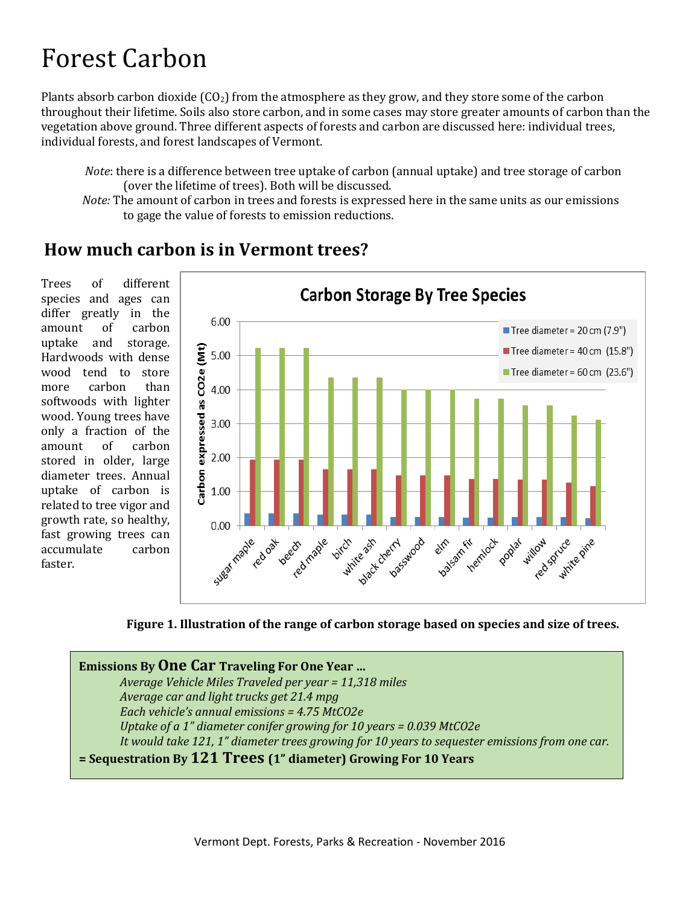# Forest Carbon

Plants absorb carbon dioxide ($CO_2$) from the atmosphere as they grow, and they store some of the carbon throughout their lifetime. Soils also store carbon, and in some cases may store greater amounts of carbon than the vegetation above ground. Three different aspects of forests and carbon are discussed here: individual trees, individual forests, and forest landscapes of Vermont.

> *Note*: there is a difference between tree uptake of carbon (annual uptake) and tree storage of carbon (over the lifetime of trees). Both will be discussed.
>
> *Note:* The amount of carbon in trees and forests is expressed here in the same units as our emissions to gage the value of forests to emission reductions.

## How much carbon is in Vermont trees?

Trees of different species and ages can differ greatly in the amount of carbon uptake and storage. Hardwoods with dense wood tend to store more carbon than softwoods with lighter wood. Young trees have only a fraction of the amount of carbon stored in older, large diameter trees. Annual uptake of carbon is related to tree vigor and growth rate, so healthy, fast growing trees can accumulate carbon faster.

**Carbon Storage By Tree Species**

Carbon expressed as CO2e (Mt)

| Species | Tree diameter = 20 cm (7.9") | Tree diameter = 40 cm (15.8") | Tree diameter = 60 cm (23.6") |
|---|---|---|---|
| sugar maple | 0.35 | 1.93 | 5.22 |
| red oak | 0.35 | 1.93 | 5.22 |
| beech | 0.35 | 1.93 | 5.22 |
| red maple | 0.31 | 1.64 | 4.35 |
| birch | 0.31 | 1.64 | 4.35 |
| white ash | 0.31 | 1.64 | 4.35 |
| black cherry | 0.25 | 1.47 | 3.99 |
| basswood | 0.25 | 1.47 | 3.99 |
| elm | 0.25 | 1.47 | 3.99 |
| balsam fir | 0.23 | 1.36 | 3.73 |
| hemlock | 0.23 | 1.36 | 3.73 |
| poplar | 0.25 | 1.35 | 3.53 |
| willow | 0.25 | 1.35 | 3.53 |
| red spruce | 0.25 | 1.25 | 3.23 |
| white pine | 0.21 | 1.14 | 3.10 |

**Figure 1. Illustration of the range of carbon storage based on species and size of trees.**

---

**Emissions By One Car Traveling For One Year …**

*Average Vehicle Miles Traveled per year = 11,318 miles*
*Average car and light trucks get 21.4 mpg*
*Each vehicle's annual emissions = 4.75 MtCO2e*
*Uptake of a 1" diameter conifer growing for 10 years = 0.039 MtCO2e*
*It would take 121, 1" diameter trees growing for 10 years to sequester emissions from one car.*

**= Sequestration By 121 Trees (1" diameter) Growing For 10 Years**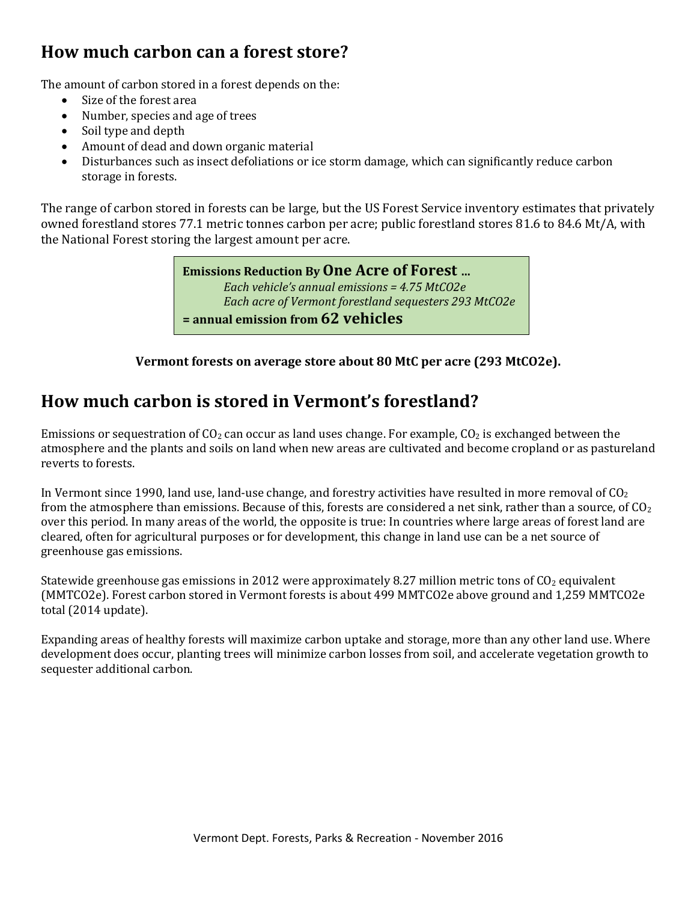## How much carbon can a forest store?

The amount of carbon stored in a forest depends on the:

- Size of the forest area
- Number, species and age of trees
- Soil type and depth
- Amount of dead and down organic material
- Disturbances such as insect defoliations or ice storm damage, which can significantly reduce carbon storage in forests.

The range of carbon stored in forests can be large, but the US Forest Service inventory estimates that privately owned forestland stores 77.1 metric tonnes carbon per acre; public forestland stores 81.6 to 84.6 Mt/A, with the National Forest storing the largest amount per acre.

**Emissions Reduction By One Acre of Forest ...**
*Each vehicle's annual emissions = 4.75 MtCO2e*
*Each acre of Vermont forestland sequesters 293 MtCO2e*
**= annual emission from 62 vehicles**

**Vermont forests on average store about 80 MtC per acre (293 MtCO2e).**

## How much carbon is stored in Vermont's forestland?

Emissions or sequestration of $CO_2$ can occur as land uses change. For example, $CO_2$ is exchanged between the atmosphere and the plants and soils on land when new areas are cultivated and become cropland or as pastureland reverts to forests.

In Vermont since 1990, land use, land-use change, and forestry activities have resulted in more removal of $CO_2$ from the atmosphere than emissions. Because of this, forests are considered a net sink, rather than a source, of $CO_2$ over this period. In many areas of the world, the opposite is true: In countries where large areas of forest land are cleared, often for agricultural purposes or for development, this change in land use can be a net source of greenhouse gas emissions.

Statewide greenhouse gas emissions in 2012 were approximately 8.27 million metric tons of $CO_2$ equivalent (MMTCO2e). Forest carbon stored in Vermont forests is about 499 MMTCO2e above ground and 1,259 MMTCO2e total (2014 update).

Expanding areas of healthy forests will maximize carbon uptake and storage, more than any other land use. Where development does occur, planting trees will minimize carbon losses from soil, and accelerate vegetation growth to sequester additional carbon.

Vermont Dept. Forests, Parks & Recreation - November 2016